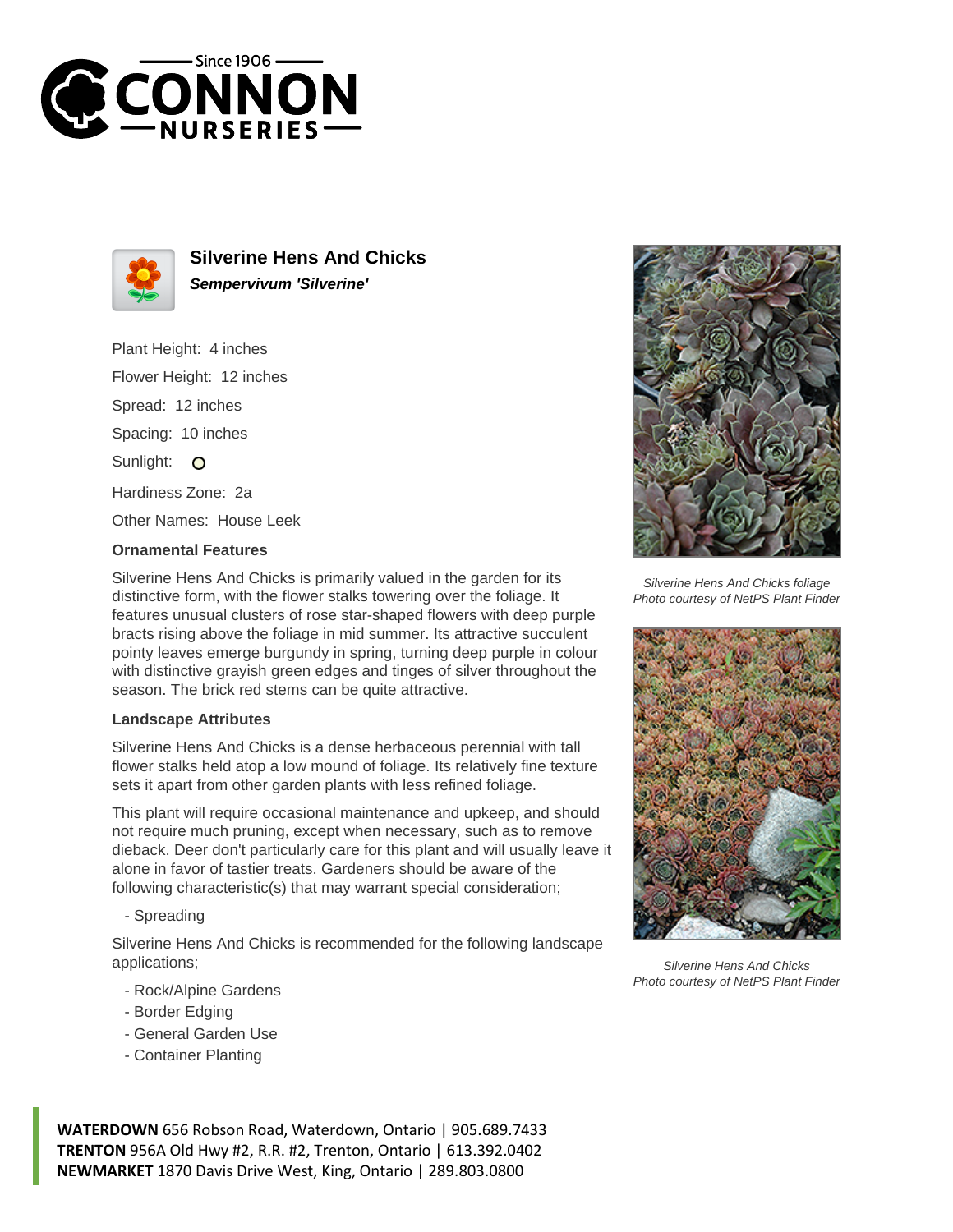# Silverine Hens And Chicks

***Sempervivum 'Silverine'***

Plant Height: 4 inches

Flower Height: 12 inches

Spread: 12 inches

Spacing: 10 inches

Sunlight: O

Hardiness Zone: 2a

Other Names: House Leek

### Ornamental Features

Silverine Hens And Chicks is primarily valued in the garden for its distinctive form, with the flower stalks towering over the foliage. It features unusual clusters of rose star-shaped flowers with deep purple bracts rising above the foliage in mid summer. Its attractive succulent pointy leaves emerge burgundy in spring, turning deep purple in colour with distinctive grayish green edges and tinges of silver throughout the season. The brick red stems can be quite attractive.

### Landscape Attributes

Silverine Hens And Chicks is a dense herbaceous perennial with tall flower stalks held atop a low mound of foliage. Its relatively fine texture sets it apart from other garden plants with less refined foliage.

This plant will require occasional maintenance and upkeep, and should not require much pruning, except when necessary, such as to remove dieback. Deer don't particularly care for this plant and will usually leave it alone in favor of tastier treats. Gardeners should be aware of the following characteristic(s) that may warrant special consideration;

- Spreading

Silverine Hens And Chicks is recommended for the following landscape applications;

- Rock/Alpine Gardens
- Border Edging
- General Garden Use
- Container Planting

*Silverine Hens And Chicks foliage*
*Photo courtesy of NetPS Plant Finder*

*Silverine Hens And Chicks*
*Photo courtesy of NetPS Plant Finder*

**WATERDOWN** 656 Robson Road, Waterdown, Ontario | 905.689.7433
**TRENTON** 956A Old Hwy #2, R.R. #2, Trenton, Ontario | 613.392.0402
**NEWMARKET** 1870 Davis Drive West, King, Ontario | 289.803.0800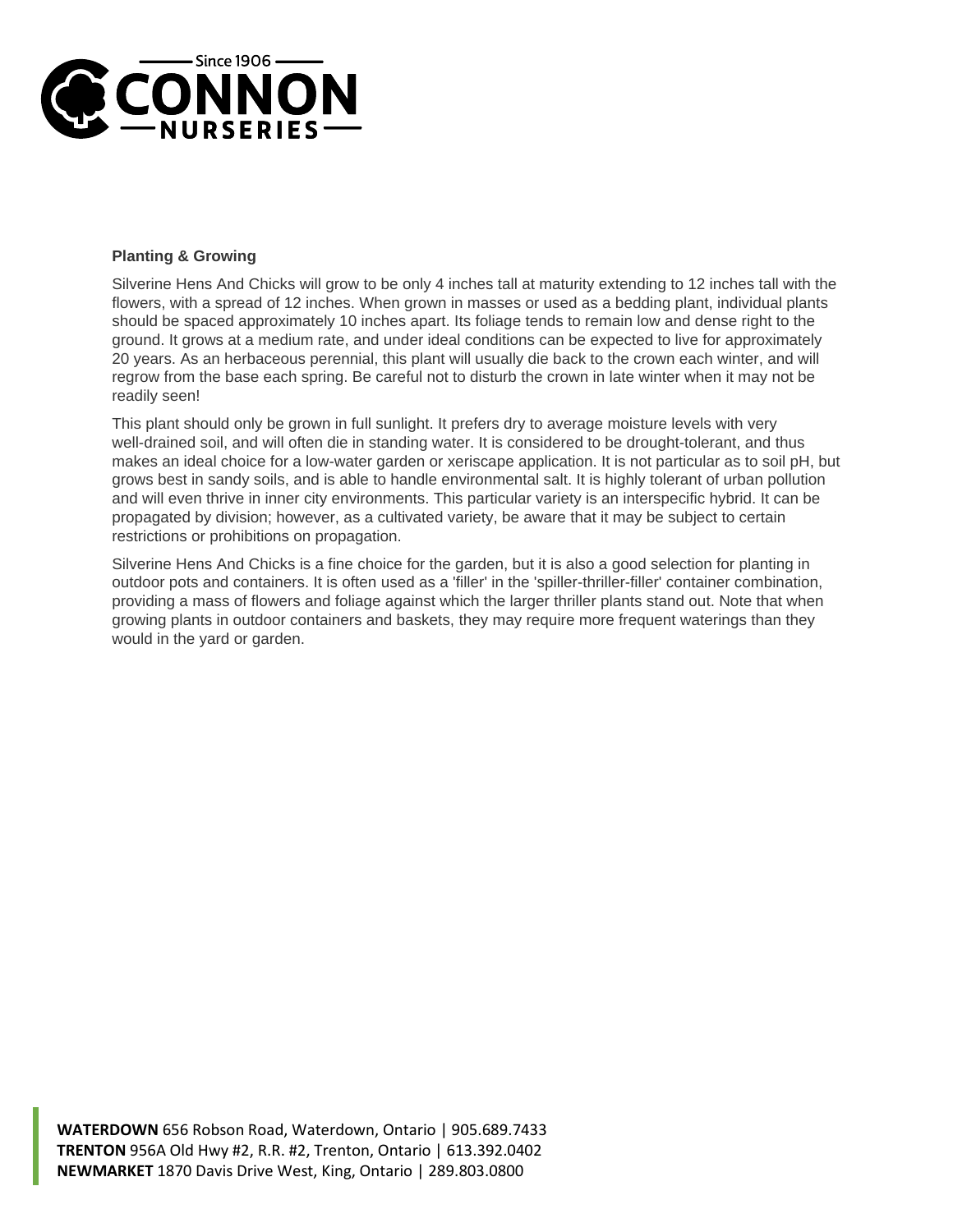### Planting & Growing

Silverine Hens And Chicks will grow to be only 4 inches tall at maturity extending to 12 inches tall with the flowers, with a spread of 12 inches. When grown in masses or used as a bedding plant, individual plants should be spaced approximately 10 inches apart. Its foliage tends to remain low and dense right to the ground. It grows at a medium rate, and under ideal conditions can be expected to live for approximately 20 years. As an herbaceous perennial, this plant will usually die back to the crown each winter, and will regrow from the base each spring. Be careful not to disturb the crown in late winter when it may not be readily seen!

This plant should only be grown in full sunlight. It prefers dry to average moisture levels with very well-drained soil, and will often die in standing water. It is considered to be drought-tolerant, and thus makes an ideal choice for a low-water garden or xeriscape application. It is not particular as to soil pH, but grows best in sandy soils, and is able to handle environmental salt. It is highly tolerant of urban pollution and will even thrive in inner city environments. This particular variety is an interspecific hybrid. It can be propagated by division; however, as a cultivated variety, be aware that it may be subject to certain restrictions or prohibitions on propagation.

Silverine Hens And Chicks is a fine choice for the garden, but it is also a good selection for planting in outdoor pots and containers. It is often used as a 'filler' in the 'spiller-thriller-filler' container combination, providing a mass of flowers and foliage against which the larger thriller plants stand out. Note that when growing plants in outdoor containers and baskets, they may require more frequent waterings than they would in the yard or garden.